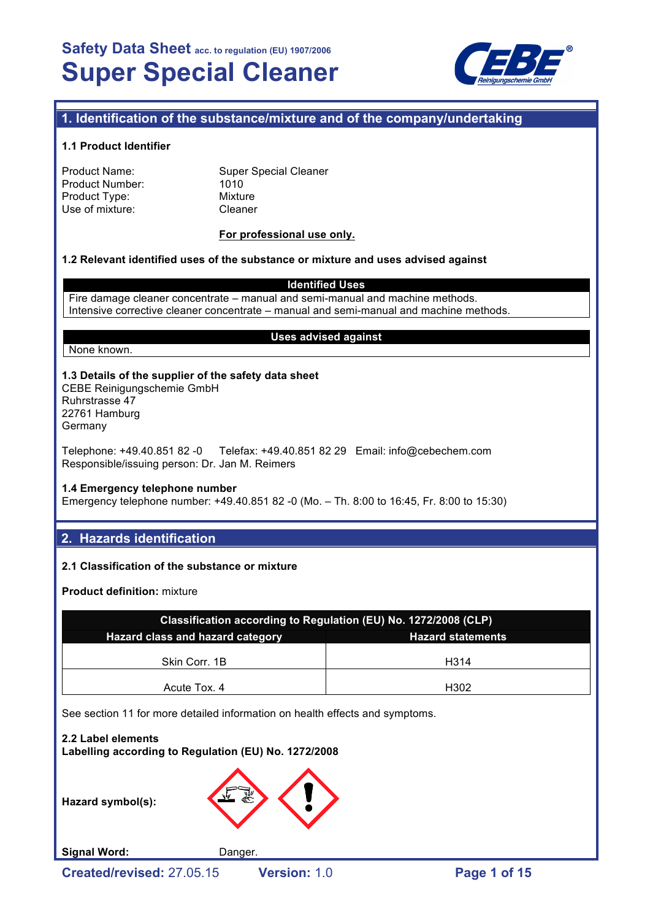# Safety Data Sheet acc. to regulation (EU) 1907/2006
# Super Special Cleaner

## 1. Identification of the substance/mixture and of the company/undertaking

### 1.1 Product Identifier

Product Name: Super Special Cleaner
Product Number: 1010
Product Type: Mixture
Use of mixture: Cleaner

**For professional use only.**

### 1.2 Relevant identified uses of the substance or mixture and uses advised against

| Identified Uses |
|---|
| Fire damage cleaner concentrate – manual and semi-manual and machine methods. |
| Intensive corrective cleaner concentrate – manual and semi-manual and machine methods. |

| Uses advised against |
|---|
| None known. |

### 1.3 Details of the supplier of the safety data sheet

CEBE Reinigungschemie GmbH
Ruhrstrasse 47
22761 Hamburg
Germany

Telephone: +49.40.851 82 -0 Telefax: +49.40.851 82 29 Email: info@cebechem.com
Responsible/issuing person: Dr. Jan M. Reimers

### 1.4 Emergency telephone number

Emergency telephone number: +49.40.851 82 -0 (Mo. – Th. 8:00 to 16:45, Fr. 8:00 to 15:30)

## 2. Hazards identification

### 2.1 Classification of the substance or mixture

**Product definition:** mixture

| Classification according to Regulation (EU) No. 1272/2008 (CLP) | |
|---|---|
| **Hazard class and hazard category** | **Hazard statements** |
| Skin Corr. 1B | H314 |
| Acute Tox. 4 | H302 |

See section 11 for more detailed information on health effects and symptoms.

### 2.2 Label elements

**Labelling according to Regulation (EU) No. 1272/2008**

**Hazard symbol(s):**

**Signal Word:** Danger.

**Created/revised:** 27.05.15 **Version:** 1.0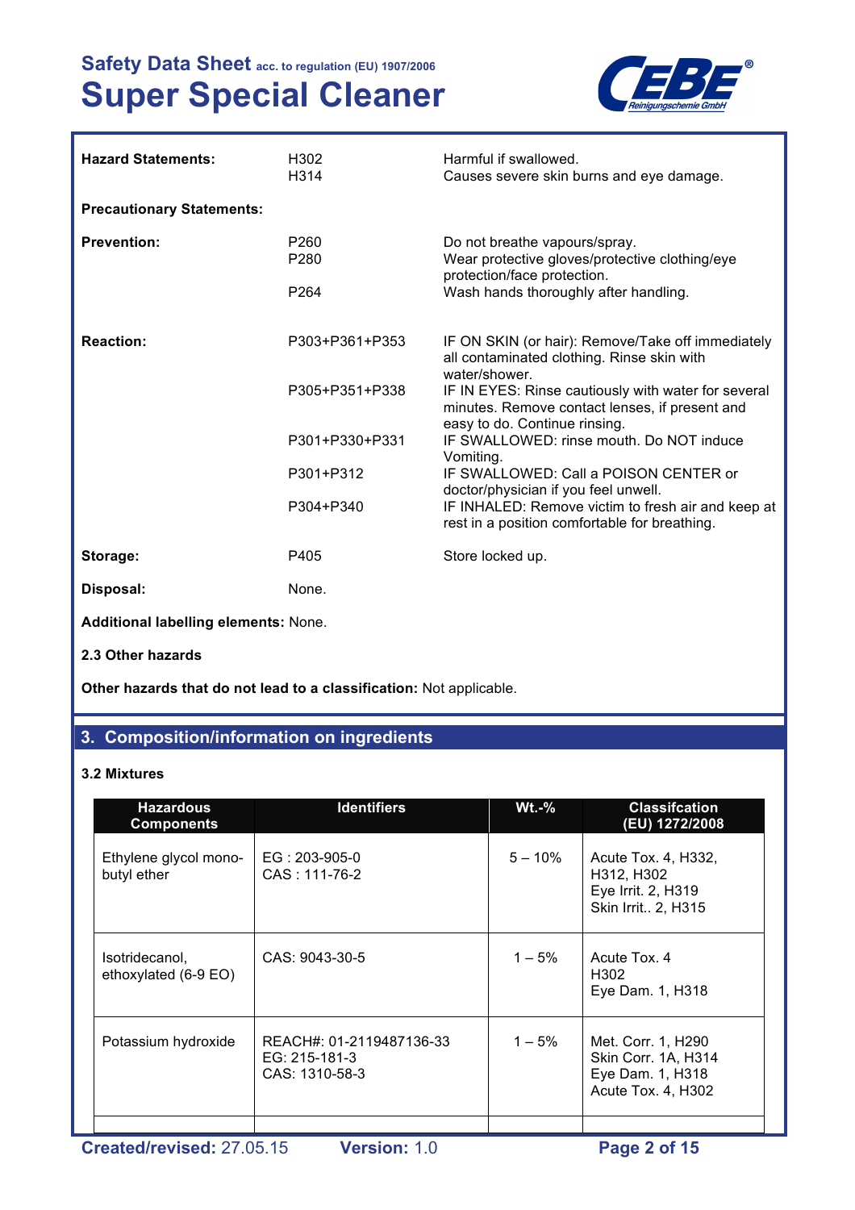| | | |
|---|---|---|
| **Hazard Statements:** | H302<br>H314 | Harmful if swallowed.<br>Causes severe skin burns and eye damage. |

**Precautionary Statements:**

| | | |
|---|---|---|
| **Prevention:** | P260<br>P280<br><br>P264 | Do not breathe vapours/spray.<br>Wear protective gloves/protective clothing/eye protection/face protection.<br>Wash hands thoroughly after handling. |
| **Reaction:** | P303+P361+P353 | IF ON SKIN (or hair): Remove/Take off immediately all contaminated clothing. Rinse skin with water/shower. |
| | P305+P351+P338 | IF IN EYES: Rinse cautiously with water for several minutes. Remove contact lenses, if present and easy to do. Continue rinsing. |
| | P301+P330+P331 | IF SWALLOWED: rinse mouth. Do NOT induce Vomiting. |
| | P301+P312 | IF SWALLOWED: Call a POISON CENTER or doctor/physician if you feel unwell. |
| | P304+P340 | IF INHALED: Remove victim to fresh air and keep at rest in a position comfortable for breathing. |
| **Storage:** | P405 | Store locked up. |
| **Disposal:** | None. | |

**Additional labelling elements:** None.

**2.3 Other hazards**

**Other hazards that do not lead to a classification:** Not applicable.

## 3. Composition/information on ingredients

**3.2 Mixtures**

| Hazardous Components | Identifiers | Wt.-% | Classifcation (EU) 1272/2008 |
|---|---|---|---|
| Ethylene glycol mono-butyl ether | EG : 203-905-0<br>CAS : 111-76-2 | 5 – 10% | Acute Tox. 4, H332, H312, H302<br>Eye Irrit. 2, H319<br>Skin Irrit.. 2, H315 |
| Isotridecanol, ethoxylated (6-9 EO) | CAS: 9043-30-5 | 1 – 5% | Acute Tox. 4<br>H302<br>Eye Dam. 1, H318 |
| Potassium hydroxide | REACH#: 01-2119487136-33<br>EG: 215-181-3<br>CAS: 1310-58-3 | 1 – 5% | Met. Corr. 1, H290<br>Skin Corr. 1A, H314<br>Eye Dam. 1, H318<br>Acute Tox. 4, H302 |
| | | | |

**Created/revised:** 27.05.15 **Version:** 1.0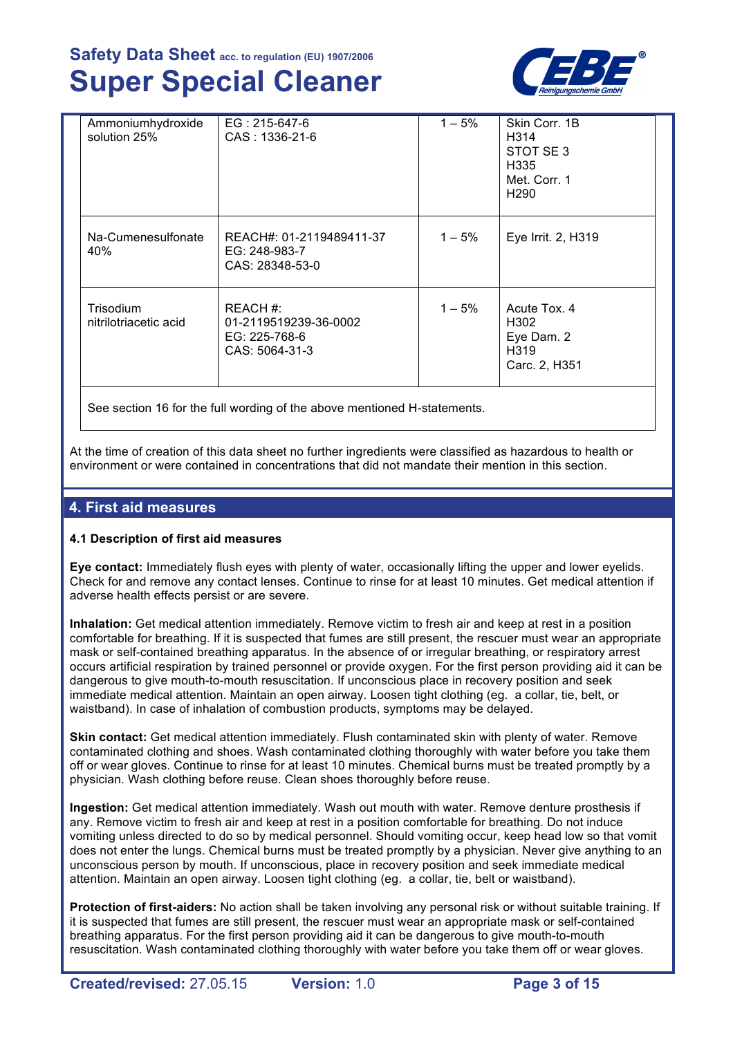| | | | |
|---|---|---|---|
| Ammoniumhydroxide solution 25% | EG : 215-647-6<br>CAS : 1336-21-6 | 1 – 5% | Skin Corr. 1B<br>H314<br>STOT SE 3<br>H335<br>Met. Corr. 1<br>H290 |
| Na-Cumenesulfonate 40% | REACH#: 01-2119489411-37<br>EG: 248-983-7<br>CAS: 28348-53-0 | 1 – 5% | Eye Irrit. 2, H319 |
| Trisodium nitrilotriacetic acid | REACH #:<br>01-2119519239-36-0002<br>EG: 225-768-6<br>CAS: 5064-31-3 | 1 – 5% | Acute Tox. 4<br>H302<br>Eye Dam. 2<br>H319<br>Carc. 2, H351 |
| See section 16 for the full wording of the above mentioned H-statements. | | | |

At the time of creation of this data sheet no further ingredients were classified as hazardous to health or environment or were contained in concentrations that did not mandate their mention in this section.

## 4. First aid measures

### 4.1 Description of first aid measures

**Eye contact:** Immediately flush eyes with plenty of water, occasionally lifting the upper and lower eyelids. Check for and remove any contact lenses. Continue to rinse for at least 10 minutes. Get medical attention if adverse health effects persist or are severe.

**Inhalation:** Get medical attention immediately. Remove victim to fresh air and keep at rest in a position comfortable for breathing. If it is suspected that fumes are still present, the rescuer must wear an appropriate mask or self-contained breathing apparatus. In the absence of or irregular breathing, or respiratory arrest occurs artificial respiration by trained personnel or provide oxygen. For the first person providing aid it can be dangerous to give mouth-to-mouth resuscitation. If unconscious place in recovery position and seek immediate medical attention. Maintain an open airway. Loosen tight clothing (eg. a collar, tie, belt, or waistband). In case of inhalation of combustion products, symptoms may be delayed.

**Skin contact:** Get medical attention immediately. Flush contaminated skin with plenty of water. Remove contaminated clothing and shoes. Wash contaminated clothing thoroughly with water before you take them off or wear gloves. Continue to rinse for at least 10 minutes. Chemical burns must be treated promptly by a physician. Wash clothing before reuse. Clean shoes thoroughly before reuse.

**Ingestion:** Get medical attention immediately. Wash out mouth with water. Remove denture prosthesis if any. Remove victim to fresh air and keep at rest in a position comfortable for breathing. Do not induce vomiting unless directed to do so by medical personnel. Should vomiting occur, keep head low so that vomit does not enter the lungs. Chemical burns must be treated promptly by a physician. Never give anything to an unconscious person by mouth. If unconscious, place in recovery position and seek immediate medical attention. Maintain an open airway. Loosen tight clothing (eg. a collar, tie, belt or waistband).

**Protection of first-aiders:** No action shall be taken involving any personal risk or without suitable training. If it is suspected that fumes are still present, the rescuer must wear an appropriate mask or self-contained breathing apparatus. For the first person providing aid it can be dangerous to give mouth-to-mouth resuscitation. Wash contaminated clothing thoroughly with water before you take them off or wear gloves.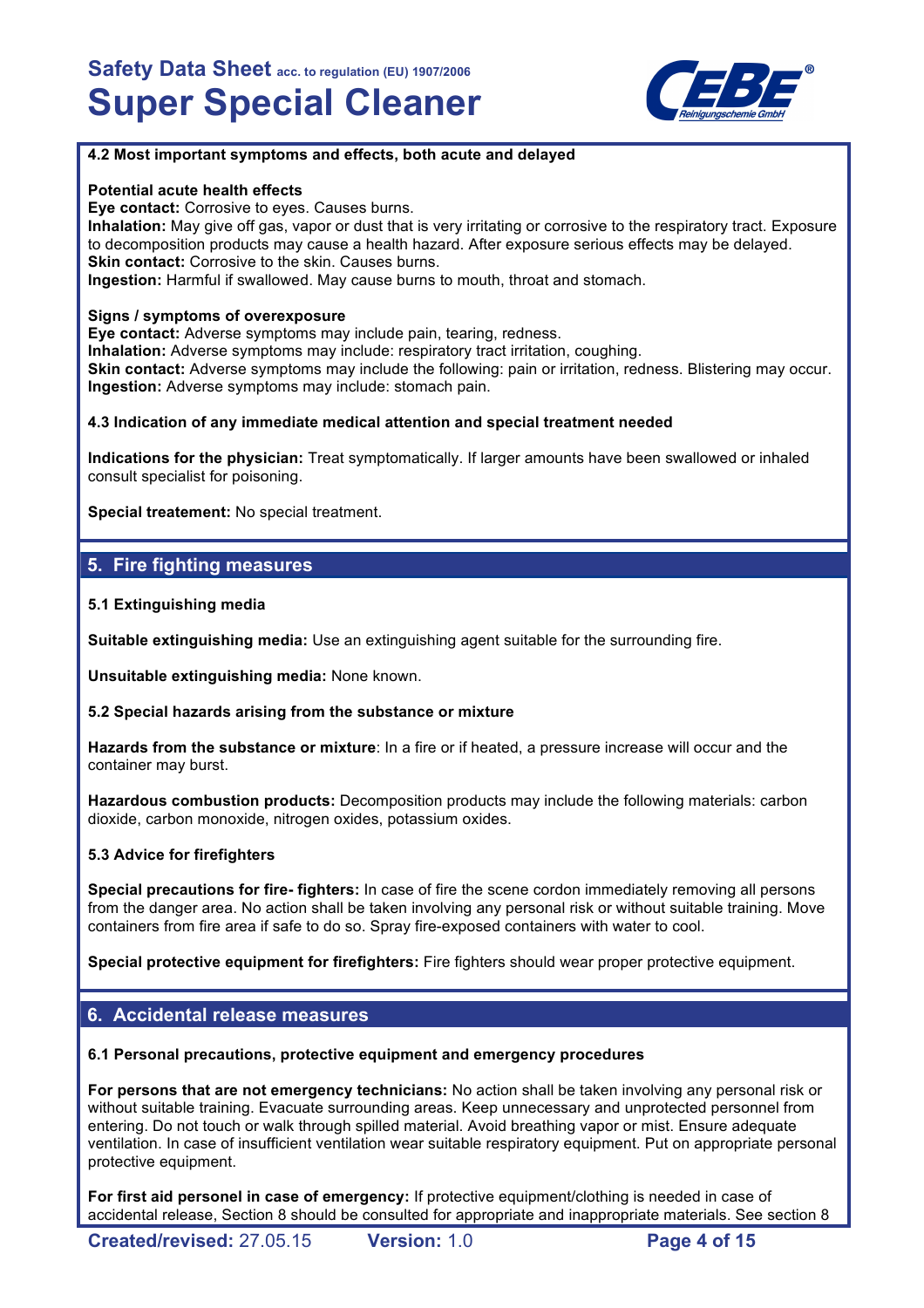### 4.2 Most important symptoms and effects, both acute and delayed

**Potential acute health effects**
**Eye contact:** Corrosive to eyes. Causes burns.
**Inhalation:** May give off gas, vapor or dust that is very irritating or corrosive to the respiratory tract. Exposure to decomposition products may cause a health hazard. After exposure serious effects may be delayed.
**Skin contact:** Corrosive to the skin. Causes burns.
**Ingestion:** Harmful if swallowed. May cause burns to mouth, throat and stomach.

**Signs / symptoms of overexposure**
**Eye contact:** Adverse symptoms may include pain, tearing, redness.
**Inhalation:** Adverse symptoms may include: respiratory tract irritation, coughing.
**Skin contact:** Adverse symptoms may include the following: pain or irritation, redness. Blistering may occur.
**Ingestion:** Adverse symptoms may include: stomach pain.

### 4.3 Indication of any immediate medical attention and special treatment needed

**Indications for the physician:** Treat symptomatically. If larger amounts have been swallowed or inhaled consult specialist for poisoning.

**Special treatement:** No special treatment.

## 5. Fire fighting measures

### 5.1 Extinguishing media

**Suitable extinguishing media:** Use an extinguishing agent suitable for the surrounding fire.

**Unsuitable extinguishing media:** None known.

### 5.2 Special hazards arising from the substance or mixture

**Hazards from the substance or mixture**: In a fire or if heated, a pressure increase will occur and the container may burst.

**Hazardous combustion products:** Decomposition products may include the following materials: carbon dioxide, carbon monoxide, nitrogen oxides, potassium oxides.

### 5.3 Advice for firefighters

**Special precautions for fire- fighters:** In case of fire the scene cordon immediately removing all persons from the danger area. No action shall be taken involving any personal risk or without suitable training. Move containers from fire area if safe to do so. Spray fire-exposed containers with water to cool.

**Special protective equipment for firefighters:** Fire fighters should wear proper protective equipment.

## 6. Accidental release measures

### 6.1 Personal precautions, protective equipment and emergency procedures

**For persons that are not emergency technicians:** No action shall be taken involving any personal risk or without suitable training. Evacuate surrounding areas. Keep unnecessary and unprotected personnel from entering. Do not touch or walk through spilled material. Avoid breathing vapor or mist. Ensure adequate ventilation. In case of insufficient ventilation wear suitable respiratory equipment. Put on appropriate personal protective equipment.

**For first aid personel in case of emergency:** If protective equipment/clothing is needed in case of accidental release, Section 8 should be consulted for appropriate and inappropriate materials. See section 8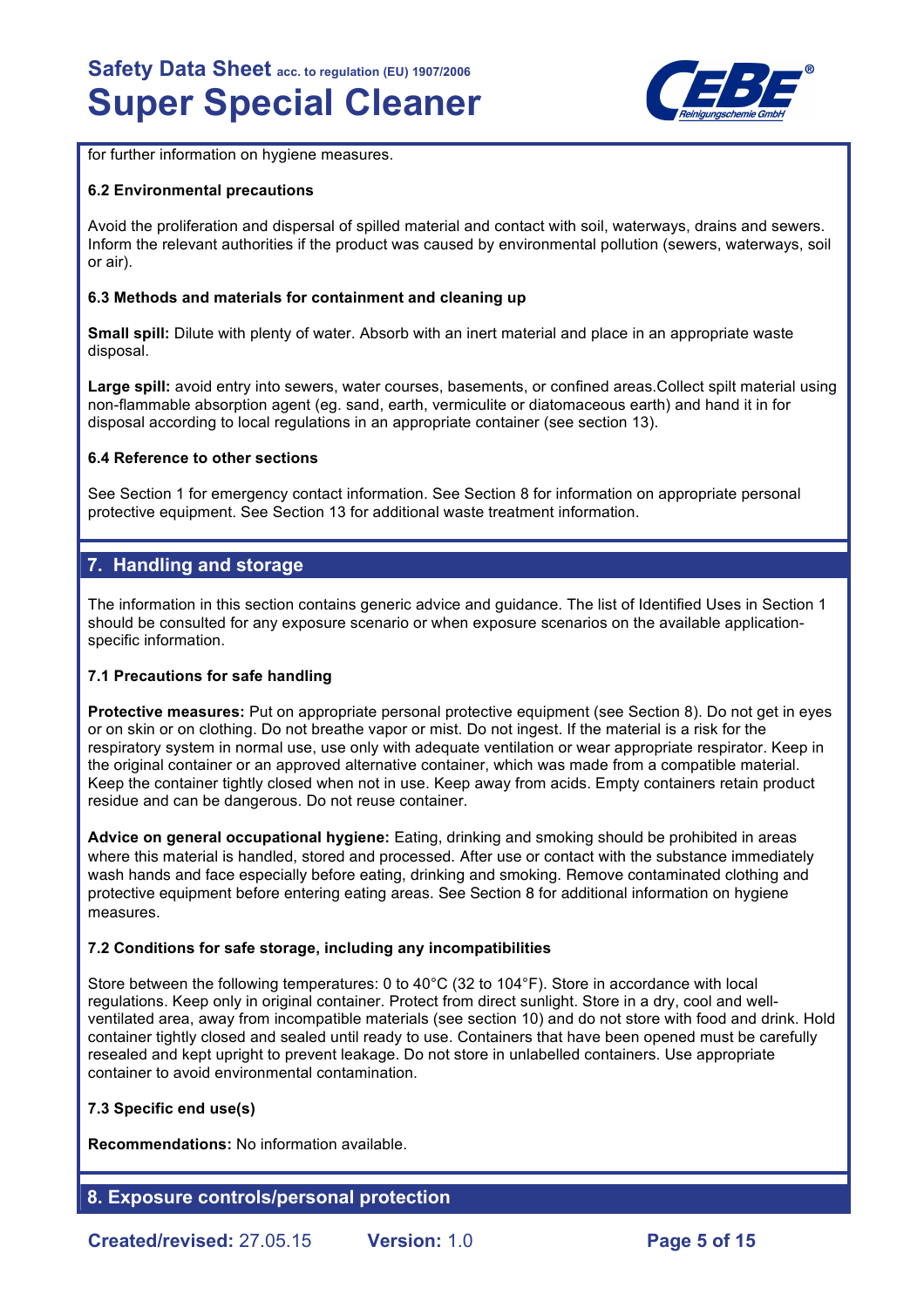for further information on hygiene measures.

### 6.2 Environmental precautions

Avoid the proliferation and dispersal of spilled material and contact with soil, waterways, drains and sewers. Inform the relevant authorities if the product was caused by environmental pollution (sewers, waterways, soil or air).

### 6.3 Methods and materials for containment and cleaning up

**Small spill:** Dilute with plenty of water. Absorb with an inert material and place in an appropriate waste disposal.

**Large spill:** avoid entry into sewers, water courses, basements, or confined areas.Collect spilt material using non-flammable absorption agent (eg. sand, earth, vermiculite or diatomaceous earth) and hand it in for disposal according to local regulations in an appropriate container (see section 13).

### 6.4 Reference to other sections

See Section 1 for emergency contact information. See Section 8 for information on appropriate personal protective equipment. See Section 13 for additional waste treatment information.

## 7. Handling and storage

The information in this section contains generic advice and guidance. The list of Identified Uses in Section 1 should be consulted for any exposure scenario or when exposure scenarios on the available application-specific information.

### 7.1 Precautions for safe handling

**Protective measures:** Put on appropriate personal protective equipment (see Section 8). Do not get in eyes or on skin or on clothing. Do not breathe vapor or mist. Do not ingest. If the material is a risk for the respiratory system in normal use, use only with adequate ventilation or wear appropriate respirator. Keep in the original container or an approved alternative container, which was made from a compatible material. Keep the container tightly closed when not in use. Keep away from acids. Empty containers retain product residue and can be dangerous. Do not reuse container.

**Advice on general occupational hygiene:** Eating, drinking and smoking should be prohibited in areas where this material is handled, stored and processed. After use or contact with the substance immediately wash hands and face especially before eating, drinking and smoking. Remove contaminated clothing and protective equipment before entering eating areas. See Section 8 for additional information on hygiene measures.

### 7.2 Conditions for safe storage, including any incompatibilities

Store between the following temperatures: 0 to 40°C (32 to 104°F). Store in accordance with local regulations. Keep only in original container. Protect from direct sunlight. Store in a dry, cool and well-ventilated area, away from incompatible materials (see section 10) and do not store with food and drink. Hold container tightly closed and sealed until ready to use. Containers that have been opened must be carefully resealed and kept upright to prevent leakage. Do not store in unlabelled containers. Use appropriate container to avoid environmental contamination.

### 7.3 Specific end use(s)

**Recommendations:** No information available.

## 8. Exposure controls/personal protection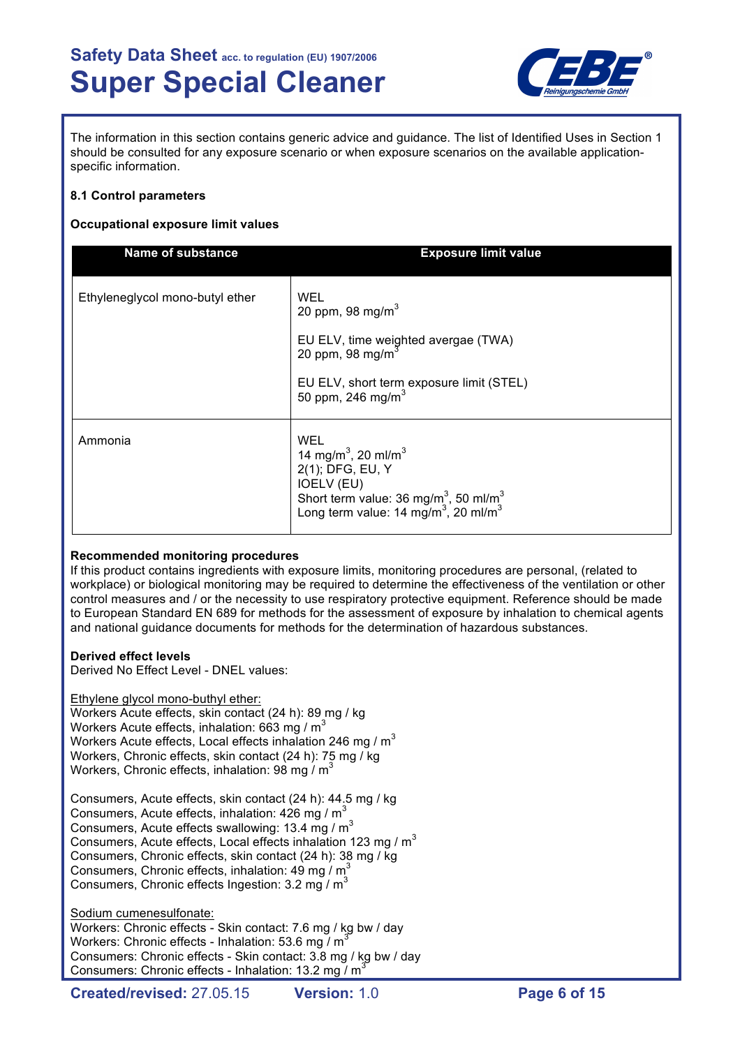The information in this section contains generic advice and guidance. The list of Identified Uses in Section 1 should be consulted for any exposure scenario or when exposure scenarios on the available application-specific information.

**8.1 Control parameters**

**Occupational exposure limit values**

| Name of substance | Exposure limit value |
| --- | --- |
| Ethyleneglycol mono-butyl ether | WEL<br>20 ppm, 98 mg/m$^3$<br><br>EU ELV, time weighted avergae (TWA)<br>20 ppm, 98 mg/m$^3$<br><br>EU ELV, short term exposure limit (STEL)<br>50 ppm, 246 mg/m$^3$ |
| Ammonia | WEL<br>14 mg/m$^3$, 20 ml/m$^3$<br>2(1); DFG, EU, Y<br>IOELV (EU)<br>Short term value: 36 mg/m$^3$, 50 ml/m$^3$<br>Long term value: 14 mg/m$^3$, 20 ml/m$^3$ |

**Recommended monitoring procedures**

If this product contains ingredients with exposure limits, monitoring procedures are personal, (related to workplace) or biological monitoring may be required to determine the effectiveness of the ventilation or other control measures and / or the necessity to use respiratory protective equipment. Reference should be made to European Standard EN 689 for methods for the assessment of exposure by inhalation to chemical agents and national guidance documents for methods for the determination of hazardous substances.

**Derived effect levels**

Derived No Effect Level - DNEL values:

Ethylene glycol mono-buthyl ether:

Workers Acute effects, skin contact (24 h): 89 mg / kg
Workers Acute effects, inhalation: 663 mg / m$^3$
Workers Acute effects, Local effects inhalation 246 mg / m$^3$
Workers, Chronic effects, skin contact (24 h): 75 mg / kg
Workers, Chronic effects, inhalation: 98 mg / m$^3$

Consumers, Acute effects, skin contact (24 h): 44.5 mg / kg
Consumers, Acute effects, inhalation: 426 mg / m$^3$
Consumers, Acute effects swallowing: 13.4 mg / m$^3$
Consumers, Acute effects, Local effects inhalation 123 mg / m$^3$
Consumers, Chronic effects, skin contact (24 h): 38 mg / kg
Consumers, Chronic effects, inhalation: 49 mg / m$^3$
Consumers, Chronic effects Ingestion: 3.2 mg / m$^3$

Sodium cumenesulfonate:

Workers: Chronic effects - Skin contact: 7.6 mg / kg bw / day
Workers: Chronic effects - Inhalation: 53.6 mg / m$^3$
Consumers: Chronic effects - Skin contact: 3.8 mg / kg bw / day
Consumers: Chronic effects - Inhalation: 13.2 mg / m$^3$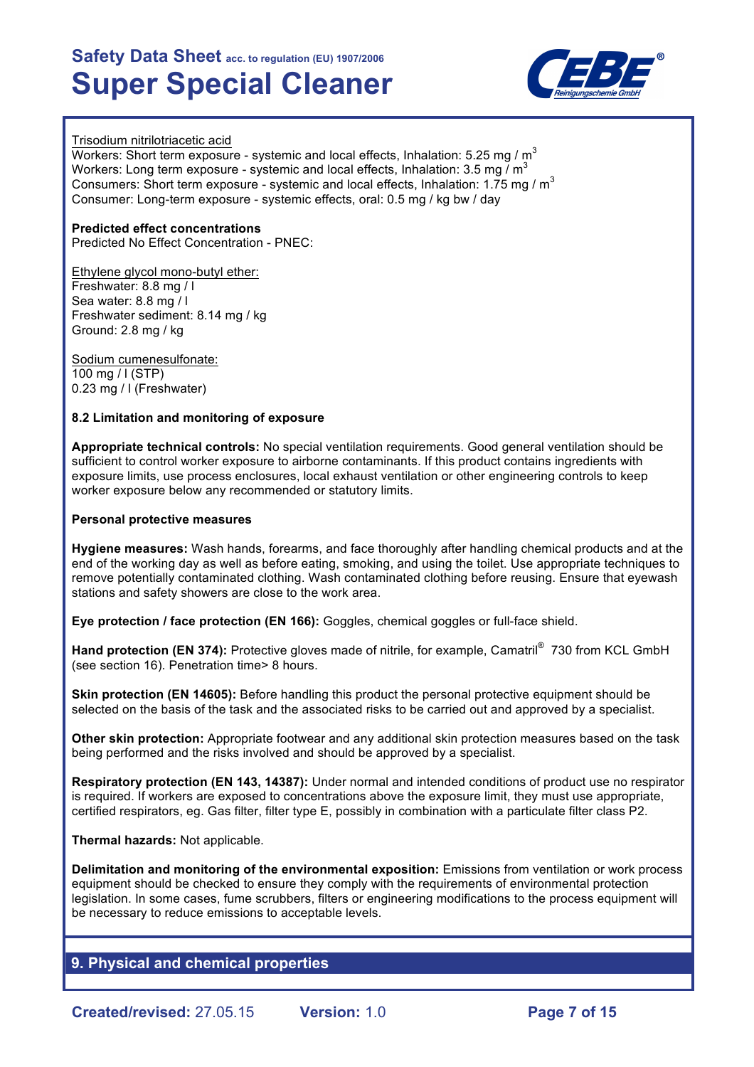Trisodium nitrilotriacetic acid
Workers: Short term exposure - systemic and local effects, Inhalation: 5.25 mg / $m^3$
Workers: Long term exposure - systemic and local effects, Inhalation: 3.5 mg / $m^3$
Consumers: Short term exposure - systemic and local effects, Inhalation: 1.75 mg / $m^3$
Consumer: Long-term exposure - systemic effects, oral: 0.5 mg / kg bw / day

**Predicted effect concentrations**
Predicted No Effect Concentration - PNEC:

Ethylene glycol mono-butyl ether:
Freshwater: 8.8 mg / l
Sea water: 8.8 mg / l
Freshwater sediment: 8.14 mg / kg
Ground: 2.8 mg / kg

Sodium cumenesulfonate:
100 mg / l (STP)
0.23 mg / l (Freshwater)

**8.2 Limitation and monitoring of exposure**

**Appropriate technical controls:** No special ventilation requirements. Good general ventilation should be sufficient to control worker exposure to airborne contaminants. If this product contains ingredients with exposure limits, use process enclosures, local exhaust ventilation or other engineering controls to keep worker exposure below any recommended or statutory limits.

**Personal protective measures**

**Hygiene measures:** Wash hands, forearms, and face thoroughly after handling chemical products and at the end of the working day as well as before eating, smoking, and using the toilet. Use appropriate techniques to remove potentially contaminated clothing. Wash contaminated clothing before reusing. Ensure that eyewash stations and safety showers are close to the work area.

**Eye protection / face protection (EN 166):** Goggles, chemical goggles or full-face shield.

**Hand protection (EN 374):** Protective gloves made of nitrile, for example, Camatril® 730 from KCL GmbH (see section 16). Penetration time> 8 hours.

**Skin protection (EN 14605):** Before handling this product the personal protective equipment should be selected on the basis of the task and the associated risks to be carried out and approved by a specialist.

**Other skin protection:** Appropriate footwear and any additional skin protection measures based on the task being performed and the risks involved and should be approved by a specialist.

**Respiratory protection (EN 143, 14387):** Under normal and intended conditions of product use no respirator is required. If workers are exposed to concentrations above the exposure limit, they must use appropriate, certified respirators, eg. Gas filter, filter type E, possibly in combination with a particulate filter class P2.

**Thermal hazards:** Not applicable.

**Delimitation and monitoring of the environmental exposition:** Emissions from ventilation or work process equipment should be checked to ensure they comply with the requirements of environmental protection legislation. In some cases, fume scrubbers, filters or engineering modifications to the process equipment will be necessary to reduce emissions to acceptable levels.

## 9. Physical and chemical properties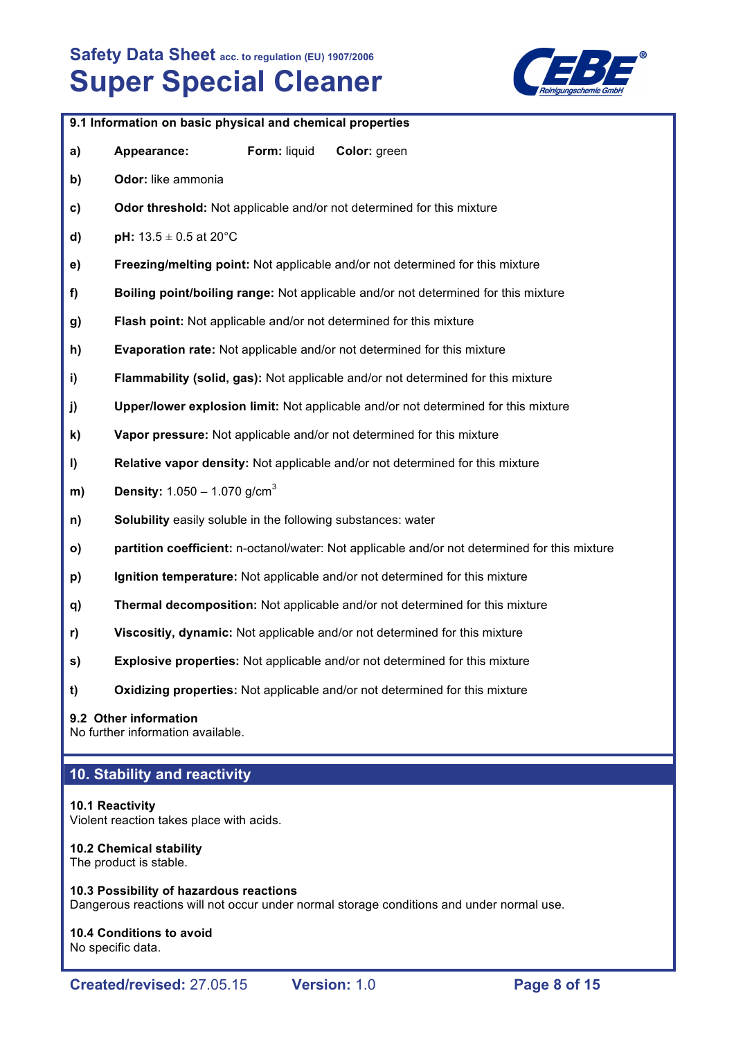### 9.1 Information on basic physical and chemical properties

- **a)** **Appearance:** **Form:** liquid **Color:** green
- **b)** **Odor:** like ammonia
- **c)** **Odor threshold:** Not applicable and/or not determined for this mixture
- **d)** **pH:** 13.5 ± 0.5 at 20°C
- **e)** **Freezing/melting point:** Not applicable and/or not determined for this mixture
- **f)** **Boiling point/boiling range:** Not applicable and/or not determined for this mixture
- **g)** **Flash point:** Not applicable and/or not determined for this mixture
- **h)** **Evaporation rate:** Not applicable and/or not determined for this mixture
- **i)** **Flammability (solid, gas):** Not applicable and/or not determined for this mixture
- **j)** **Upper/lower explosion limit:** Not applicable and/or not determined for this mixture
- **k)** **Vapor pressure:** Not applicable and/or not determined for this mixture
- **l)** **Relative vapor density:** Not applicable and/or not determined for this mixture
- **m)** **Density:** 1.050 – 1.070 $g/cm^3$
- **n)** **Solubility** easily soluble in the following substances: water
- **o)** **partition coefficient:** n-octanol/water: Not applicable and/or not determined for this mixture
- **p)** **Ignition temperature:** Not applicable and/or not determined for this mixture
- **q)** **Thermal decomposition:** Not applicable and/or not determined for this mixture
- **r)** **Viscositiy, dynamic:** Not applicable and/or not determined for this mixture
- **s)** **Explosive properties:** Not applicable and/or not determined for this mixture
- **t)** **Oxidizing properties:** Not applicable and/or not determined for this mixture

### 9.2 Other information

No further information available.

## 10. Stability and reactivity

### 10.1 Reactivity

Violent reaction takes place with acids.

### 10.2 Chemical stability

The product is stable.

### 10.3 Possibility of hazardous reactions

Dangerous reactions will not occur under normal storage conditions and under normal use.

### 10.4 Conditions to avoid

No specific data.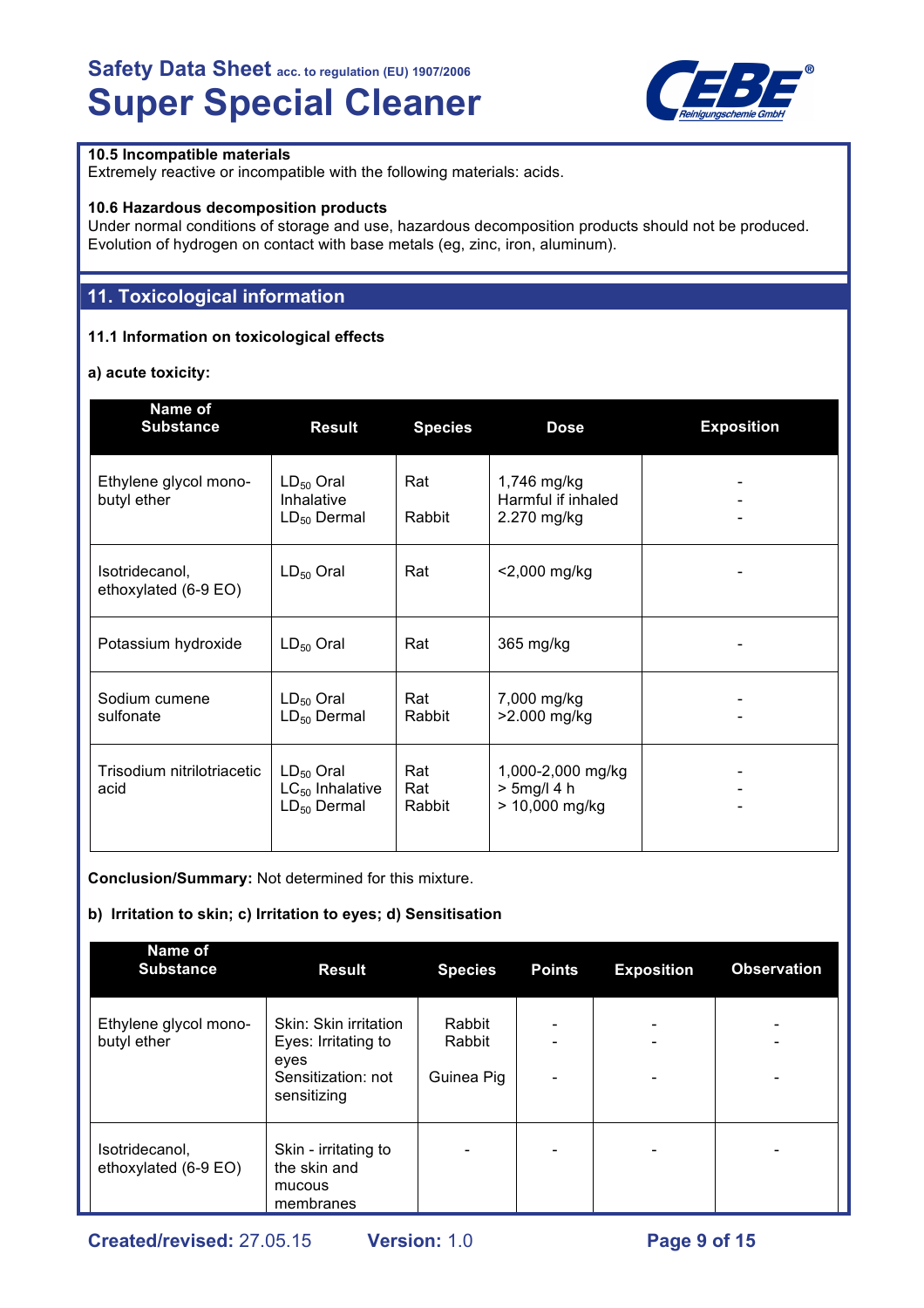**10.5 Incompatible materials**
Extremely reactive or incompatible with the following materials: acids.

**10.6 Hazardous decomposition products**
Under normal conditions of storage and use, hazardous decomposition products should not be produced. Evolution of hydrogen on contact with base metals (eg, zinc, iron, aluminum).

## 11. Toxicological information

**11.1 Information on toxicological effects**

**a) acute toxicity:**

| Name of Substance | Result | Species | Dose | Exposition |
|---|---|---|---|---|
| Ethylene glycol mono-butyl ether | $LD_{50}$ Oral<br>Inhalative<br>$LD_{50}$ Dermal | Rat<br><br>Rabbit | 1,746 mg/kg<br>Harmful if inhaled<br>2.270 mg/kg | -<br>-<br>- |
| Isotridecanol, ethoxylated (6-9 EO) | $LD_{50}$ Oral | Rat | <2,000 mg/kg | - |
| Potassium hydroxide | $LD_{50}$ Oral | Rat | 365 mg/kg | - |
| Sodium cumene sulfonate | $LD_{50}$ Oral<br>$LD_{50}$ Dermal | Rat<br>Rabbit | 7,000 mg/kg<br>>2.000 mg/kg | -<br>- |
| Trisodium nitrilotriacetic acid | $LD_{50}$ Oral<br>$LC_{50}$ Inhalative<br>$LD_{50}$ Dermal | Rat<br>Rat<br>Rabbit | 1,000-2,000 mg/kg<br>> 5mg/l 4 h<br>> 10,000 mg/kg | -<br>-<br>- |

**Conclusion/Summary:** Not determined for this mixture.

**b) Irritation to skin; c) Irritation to eyes; d) Sensitisation**

| Name of Substance | Result | Species | Points | Exposition | Observation |
|---|---|---|---|---|---|
| Ethylene glycol mono-butyl ether | Skin: Skin irritation<br>Eyes: Irritating to eyes<br>Sensitization: not sensitizing | Rabbit<br>Rabbit<br>Guinea Pig | -<br>-<br>- | -<br>-<br>- | -<br>-<br>- |
| Isotridecanol, ethoxylated (6-9 EO) | Skin - irritating to the skin and mucous membranes | - | - | - | - |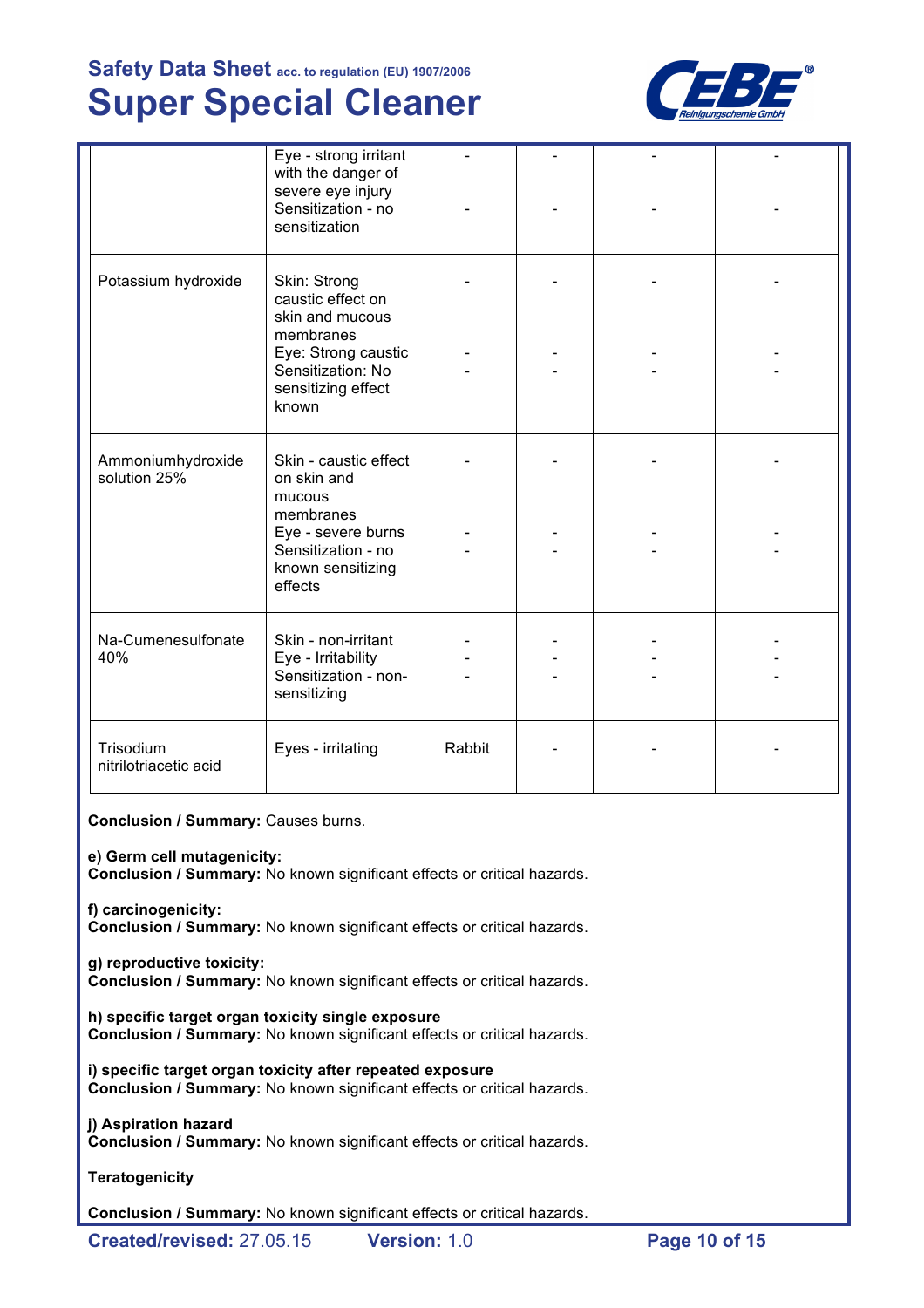|  |  |  |  |  |  |
|---|---|---|---|---|---|
|  | Eye - strong irritant with the danger of severe eye injury<br>Sensitization - no sensitization | -<br><br>- | -<br><br>- | -<br><br>- | -<br><br>- |
| Potassium hydroxide | Skin: Strong caustic effect on skin and mucous membranes<br>Eye: Strong caustic<br>Sensitization: No sensitizing effect known | -<br><br>-<br>- | -<br><br>-<br>- | -<br><br>-<br>- | -<br><br>-<br>- |
| Ammoniumhydroxide solution 25% | Skin - caustic effect on skin and mucous membranes<br>Eye - severe burns<br>Sensitization - no known sensitizing effects | -<br><br>-<br>- | -<br><br>-<br>- | -<br><br>-<br>- | -<br><br>-<br>- |
| Na-Cumenesulfonate 40% | Skin - non-irritant<br>Eye - Irritability<br>Sensitization - non-sensitizing | -<br>-<br>- | -<br>-<br>- | -<br>-<br>- | -<br>-<br>- |
| Trisodium nitrilotriacetic acid | Eyes - irritating | Rabbit | - | - | - |

**Conclusion / Summary:** Causes burns.

**e) Germ cell mutagenicity:**
**Conclusion / Summary:** No known significant effects or critical hazards.

**f) carcinogenicity:**
**Conclusion / Summary:** No known significant effects or critical hazards.

**g) reproductive toxicity:**
**Conclusion / Summary:** No known significant effects or critical hazards.

**h) specific target organ toxicity single exposure**
**Conclusion / Summary:** No known significant effects or critical hazards.

**i) specific target organ toxicity after repeated exposure**
**Conclusion / Summary:** No known significant effects or critical hazards.

**j) Aspiration hazard**
**Conclusion / Summary:** No known significant effects or critical hazards.

**Teratogenicity**

**Conclusion / Summary:** No known significant effects or critical hazards.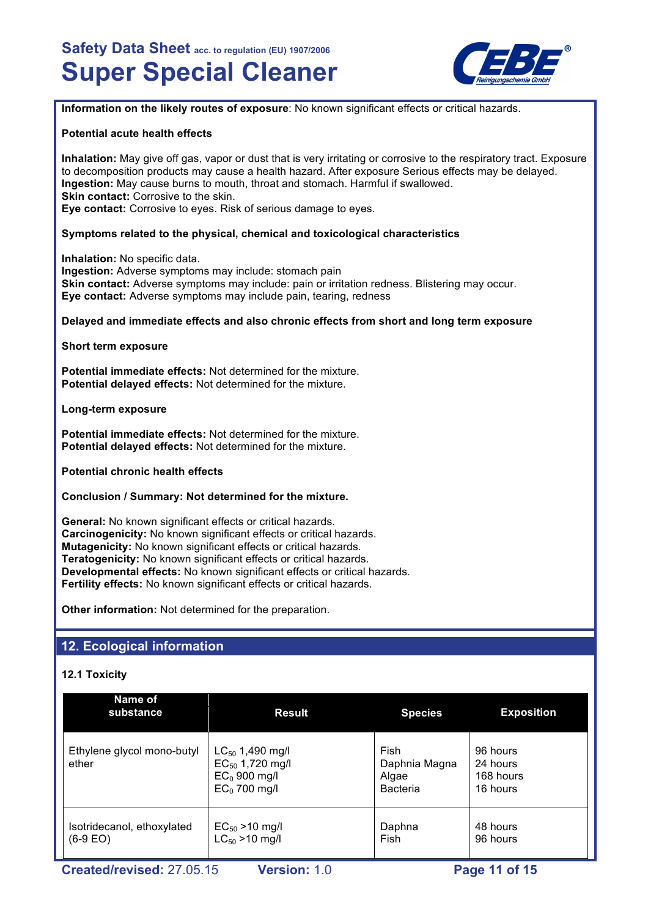**Information on the likely routes of exposure**: No known significant effects or critical hazards.

**Potential acute health effects**

**Inhalation:** May give off gas, vapor or dust that is very irritating or corrosive to the respiratory tract. Exposure to decomposition products may cause a health hazard. After exposure Serious effects may be delayed.
**Ingestion:** May cause burns to mouth, throat and stomach. Harmful if swallowed.
**Skin contact:** Corrosive to the skin.
**Eye contact:** Corrosive to eyes. Risk of serious damage to eyes.

**Symptoms related to the physical, chemical and toxicological characteristics**

**Inhalation:** No specific data.
**Ingestion:** Adverse symptoms may include: stomach pain
**Skin contact:** Adverse symptoms may include: pain or irritation redness. Blistering may occur.
**Eye contact:** Adverse symptoms may include pain, tearing, redness

**Delayed and immediate effects and also chronic effects from short and long term exposure**

**Short term exposure**

**Potential immediate effects:** Not determined for the mixture.
**Potential delayed effects:** Not determined for the mixture.

**Long-term exposure**

**Potential immediate effects:** Not determined for the mixture.
**Potential delayed effects:** Not determined for the mixture.

**Potential chronic health effects**

**Conclusion / Summary: Not determined for the mixture.**

**General:** No known significant effects or critical hazards.
**Carcinogenicity:** No known significant effects or critical hazards.
**Mutagenicity:** No known significant effects or critical hazards.
**Teratogenicity:** No known significant effects or critical hazards.
**Developmental effects:** No known significant effects or critical hazards.
**Fertility effects:** No known significant effects or critical hazards.

**Other information:** Not determined for the preparation.

## 12. Ecological information

### 12.1 Toxicity

| Name of substance | Result | Species | Exposition |
|---|---|---|---|
| Ethylene glycol mono-butyl ether | $LC_{50}$ 1,490 mg/l<br>$EC_{50}$ 1,720 mg/l<br>$EC_0$ 900 mg/l<br>$EC_0$ 700 mg/l | Fish<br>Daphnia Magna<br>Algae<br>Bacteria | 96 hours<br>24 hours<br>168 hours<br>16 hours |
| Isotridecanol, ethoxylated (6-9 EO) | $EC_{50}$ >10 mg/l<br>$LC_{50}$ >10 mg/l | Daphna<br>Fish | 48 hours<br>96 hours |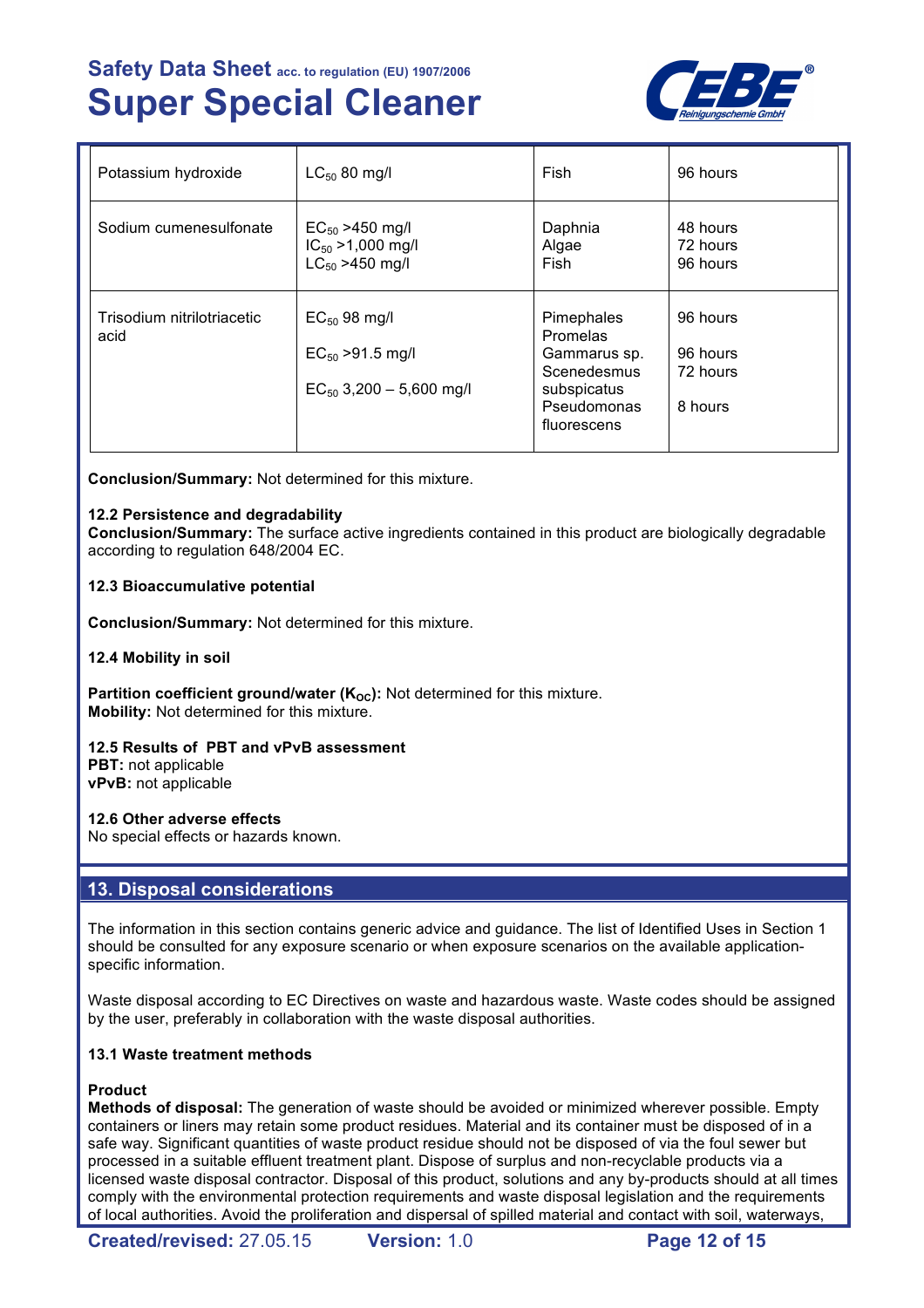| Potassium hydroxide | $LC_{50}$ 80 mg/l | Fish | 96 hours |
|---|---|---|---|
| Sodium cumenesulfonate | $EC_{50}$ >450 mg/l<br>$IC_{50}$ >1,000 mg/l<br>$LC_{50}$ >450 mg/l | Daphnia<br>Algae<br>Fish | 48 hours<br>72 hours<br>96 hours |
| Trisodium nitrilotriacetic acid | $EC_{50}$ 98 mg/l<br>$EC_{50}$ >91.5 mg/l<br>$EC_{50}$ 3,200 – 5,600 mg/l | Pimephales Promelas<br>Gammarus sp.<br>Scenedesmus subspicatus<br>Pseudomonas fluorescens | 96 hours<br>96 hours<br>72 hours<br>8 hours |

**Conclusion/Summary:** Not determined for this mixture.

**12.2 Persistence and degradability**
**Conclusion/Summary:** The surface active ingredients contained in this product are biologically degradable according to regulation 648/2004 EC.

**12.3 Bioaccumulative potential**

**Conclusion/Summary:** Not determined for this mixture.

**12.4 Mobility in soil**

**Partition coefficient ground/water ($K_{OC}$):** Not determined for this mixture.
**Mobility:** Not determined for this mixture.

**12.5 Results of PBT and vPvB assessment**
**PBT:** not applicable
**vPvB:** not applicable

**12.6 Other adverse effects**
No special effects or hazards known.

## 13. Disposal considerations

The information in this section contains generic advice and guidance. The list of Identified Uses in Section 1 should be consulted for any exposure scenario or when exposure scenarios on the available application-specific information.

Waste disposal according to EC Directives on waste and hazardous waste. Waste codes should be assigned by the user, preferably in collaboration with the waste disposal authorities.

**13.1 Waste treatment methods**

**Product**
**Methods of disposal:** The generation of waste should be avoided or minimized wherever possible. Empty containers or liners may retain some product residues. Material and its container must be disposed of in a safe way. Significant quantities of waste product residue should not be disposed of via the foul sewer but processed in a suitable effluent treatment plant. Dispose of surplus and non-recyclable products via a licensed waste disposal contractor. Disposal of this product, solutions and any by-products should at all times comply with the environmental protection requirements and waste disposal legislation and the requirements of local authorities. Avoid the proliferation and dispersal of spilled material and contact with soil, waterways,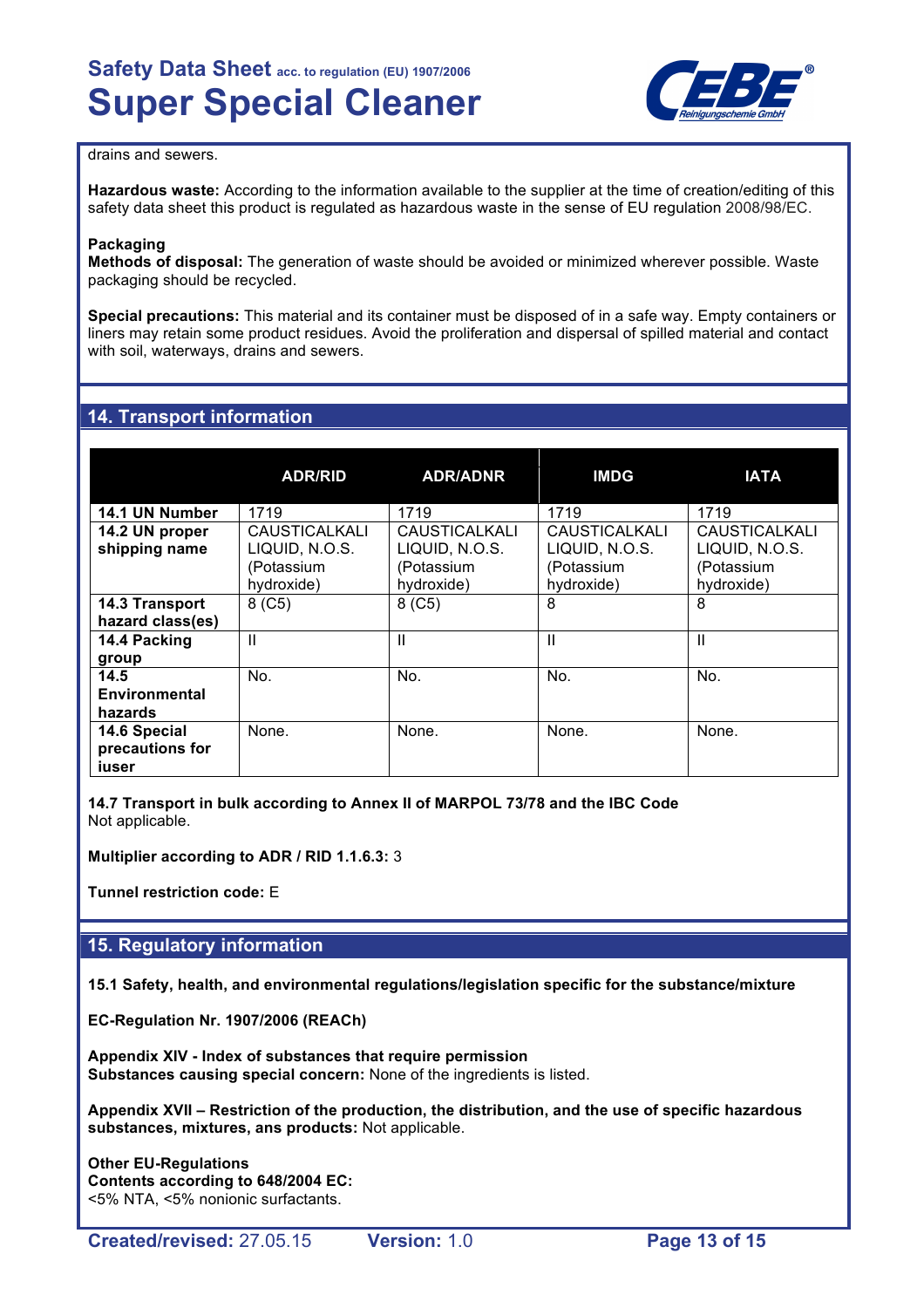drains and sewers.

**Hazardous waste:** According to the information available to the supplier at the time of creation/editing of this safety data sheet this product is regulated as hazardous waste in the sense of EU regulation 2008/98/EC.

**Packaging**
**Methods of disposal:** The generation of waste should be avoided or minimized wherever possible. Waste packaging should be recycled.

**Special precautions:** This material and its container must be disposed of in a safe way. Empty containers or liners may retain some product residues. Avoid the proliferation and dispersal of spilled material and contact with soil, waterways, drains and sewers.

## 14. Transport information

| | ADR/RID | ADR/ADNR | IMDG | IATA |
|---|---|---|---|---|
| **14.1 UN Number** | 1719 | 1719 | 1719 | 1719 |
| **14.2 UN proper shipping name** | CAUSTICALKALI LIQUID, N.O.S. (Potassium hydroxide) | CAUSTICALKALI LIQUID, N.O.S. (Potassium hydroxide) | CAUSTICALKALI LIQUID, N.O.S. (Potassium hydroxide) | CAUSTICALKALI LIQUID, N.O.S. (Potassium hydroxide) |
| **14.3 Transport hazard class(es)** | 8 (C5) | 8 (C5) | 8 | 8 |
| **14.4 Packing group** | II | II | II | II |
| **14.5 Environmental hazards** | No. | No. | No. | No. |
| **14.6 Special precautions for iuser** | None. | None. | None. | None. |

**14.7 Transport in bulk according to Annex II of MARPOL 73/78 and the IBC Code**
Not applicable.

**Multiplier according to ADR / RID 1.1.6.3:** 3

**Tunnel restriction code:** E

## 15. Regulatory information

**15.1 Safety, health, and environmental regulations/legislation specific for the substance/mixture**

**EC-Regulation Nr. 1907/2006 (REACh)**

**Appendix XIV - Index of substances that require permission**
**Substances causing special concern:** None of the ingredients is listed.

**Appendix XVII – Restriction of the production, the distribution, and the use of specific hazardous substances, mixtures, ans products:** Not applicable.

**Other EU-Regulations**
**Contents according to 648/2004 EC:**
<5% NTA, <5% nonionic surfactants.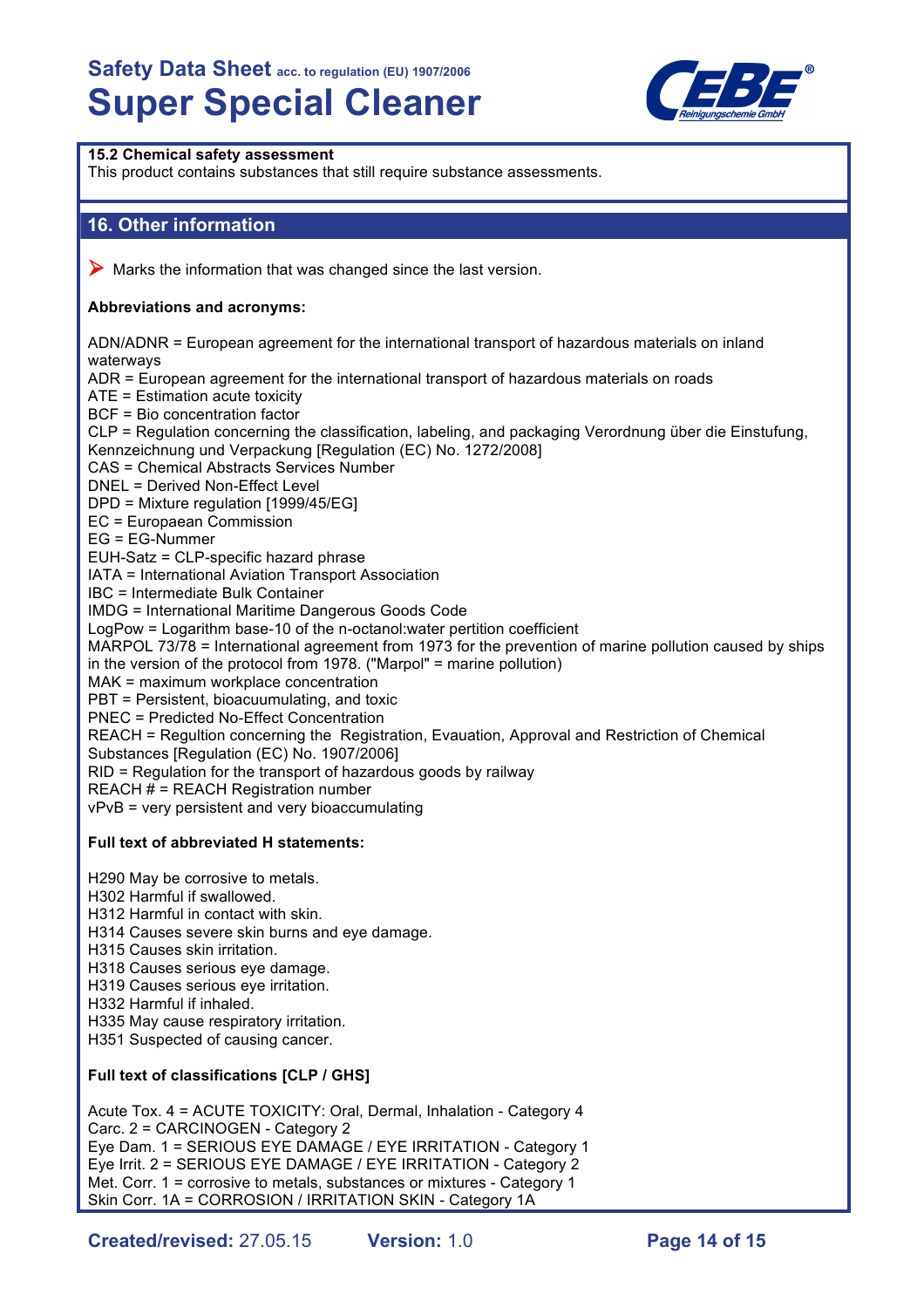### 15.2 Chemical safety assessment

This product contains substances that still require substance assessments.

## 16. Other information

➤ Marks the information that was changed since the last version.

**Abbreviations and acronyms:**

ADN/ADNR = European agreement for the international transport of hazardous materials on inland waterways
ADR = European agreement for the international transport of hazardous materials on roads
ATE = Estimation acute toxicity
BCF = Bio concentration factor
CLP = Regulation concerning the classification, labeling, and packaging Verordnung über die Einstufung, Kennzeichnung und Verpackung [Regulation (EC) No. 1272/2008]
CAS = Chemical Abstracts Services Number
DNEL = Derived Non-Effect Level
DPD = Mixture regulation [1999/45/EG]
EC = Europaean Commission
EG = EG-Nummer
EUH-Satz = CLP-specific hazard phrase
IATA = International Aviation Transport Association
IBC = Intermediate Bulk Container
IMDG = International Maritime Dangerous Goods Code
LogPow = Logarithm base-10 of the n-octanol:water pertition coefficient
MARPOL 73/78 = International agreement from 1973 for the prevention of marine pollution caused by ships in the version of the protocol from 1978. ("Marpol" = marine pollution)
MAK = maximum workplace concentration
PBT = Persistent, bioacuumulating, and toxic
PNEC = Predicted No-Effect Concentration
REACH = Regultion concerning the Registration, Evauation, Approval and Restriction of Chemical Substances [Regulation (EC) No. 1907/2006]
RID = Regulation for the transport of hazardous goods by railway
REACH # = REACH Registration number
vPvB = very persistent and very bioaccumulating

**Full text of abbreviated H statements:**

H290 May be corrosive to metals.
H302 Harmful if swallowed.
H312 Harmful in contact with skin.
H314 Causes severe skin burns and eye damage.
H315 Causes skin irritation.
H318 Causes serious eye damage.
H319 Causes serious eye irritation.
H332 Harmful if inhaled.
H335 May cause respiratory irritation.
H351 Suspected of causing cancer.

**Full text of classifications [CLP / GHS]**

Acute Tox. 4 = ACUTE TOXICITY: Oral, Dermal, Inhalation - Category 4
Carc. 2 = CARCINOGEN - Category 2
Eye Dam. 1 = SERIOUS EYE DAMAGE / EYE IRRITATION - Category 1
Eye Irrit. 2 = SERIOUS EYE DAMAGE / EYE IRRITATION - Category 2
Met. Corr. 1 = corrosive to metals, substances or mixtures - Category 1
Skin Corr. 1A = CORROSION / IRRITATION SKIN - Category 1A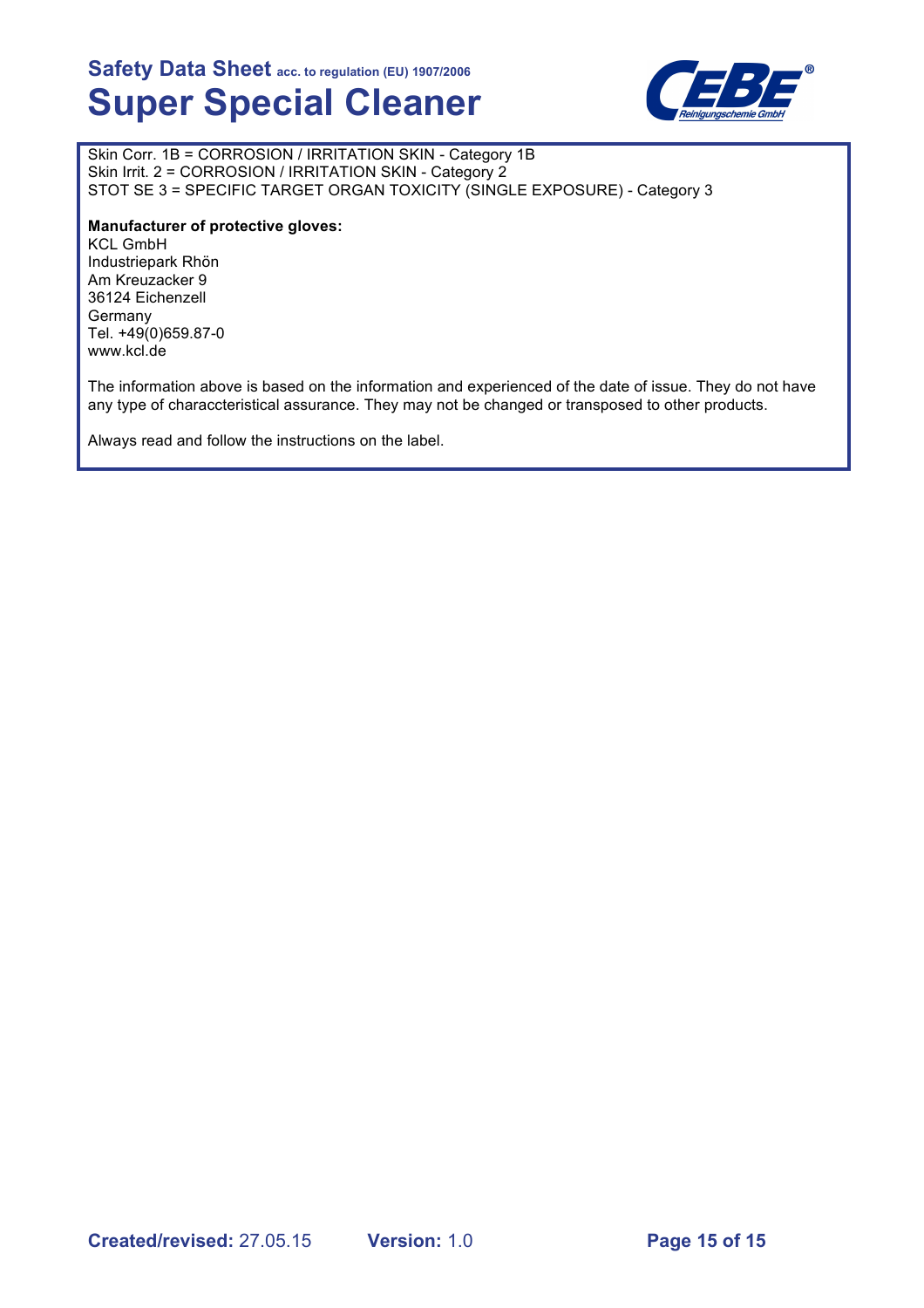Skin Corr. 1B = CORROSION / IRRITATION SKIN - Category 1B
Skin Irrit. 2 = CORROSION / IRRITATION SKIN - Category 2
STOT SE 3 = SPECIFIC TARGET ORGAN TOXICITY (SINGLE EXPOSURE) - Category 3

**Manufacturer of protective gloves:**
KCL GmbH
Industriepark Rhön
Am Kreuzacker 9
36124 Eichenzell
Germany
Tel. +49(0)659.87-0
www.kcl.de

The information above is based on the information and experienced of the date of issue. They do not have any type of characcteristical assurance. They may not be changed or transposed to other products.

Always read and follow the instructions on the label.